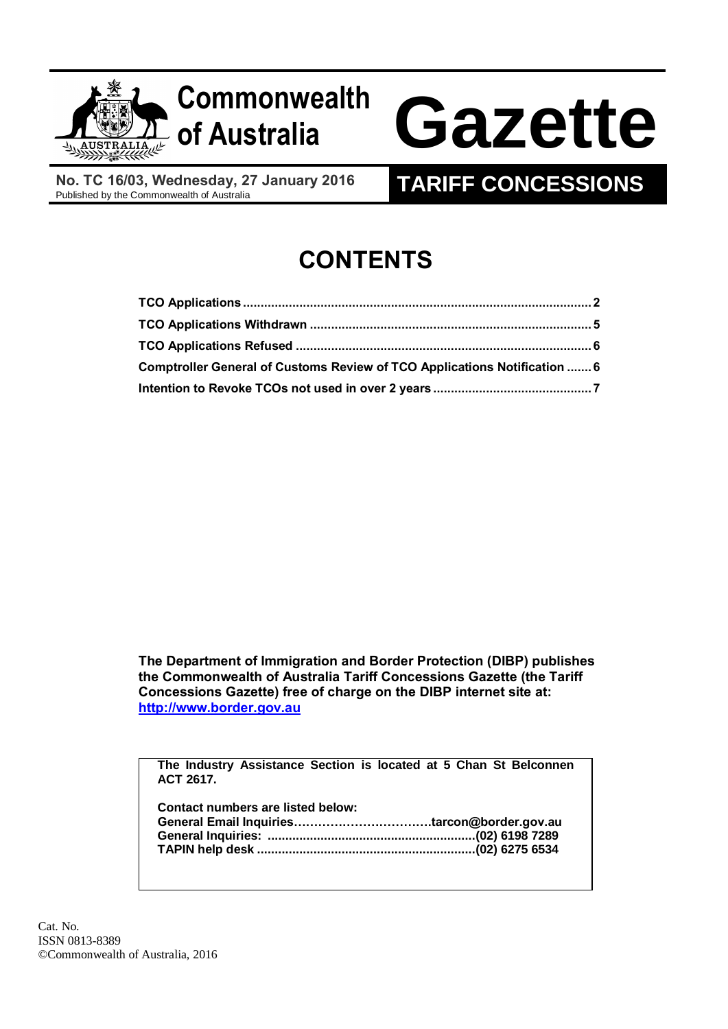# Commonwealth of Australia Gazette

**No. TC 16/03, Wednesday, 27 January 2016**
Published by the Commonwealth of Australia

**TARIFF CONCESSIONS**

# CONTENTS

**TCO Applications ........ 2**
**TCO Applications Withdrawn ........ 5**
**TCO Applications Refused ........ 6**
**Comptroller General of Customs Review of TCO Applications Notification ........ 6**
**Intention to Revoke TCOs not used in over 2 years ........ 7**

**The Department of Immigration and Border Protection (DIBP) publishes the Commonwealth of Australia Tariff Concessions Gazette (the Tariff Concessions Gazette) free of charge on the DIBP internet site at: http://www.border.gov.au**

**The Industry Assistance Section is located at 5 Chan St Belconnen ACT 2617.**

**Contact numbers are listed below:**
**General Email Inquiries……………………………tarcon@border.gov.au**
**General Inquiries: ........(02) 6198 7289**
**TAPIN help desk ........(02) 6275 6534**

Cat. No.
ISSN 0813-8389
©Commonwealth of Australia, 2016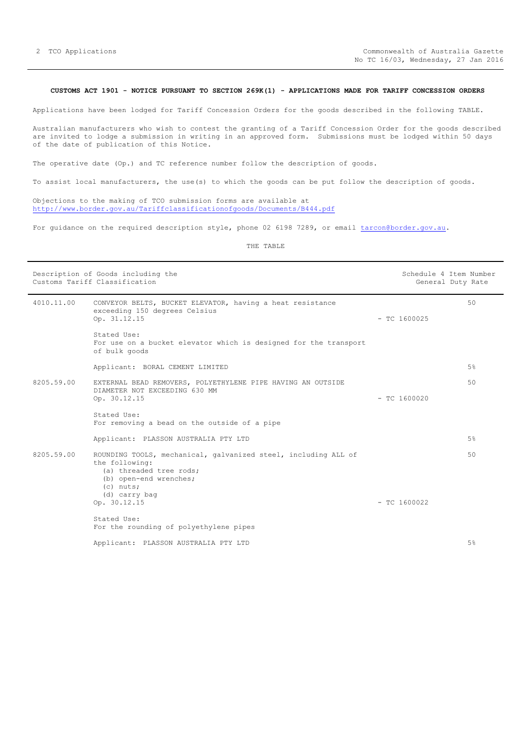**CUSTOMS ACT 1901 - NOTICE PURSUANT TO SECTION 269K(1) - APPLICATIONS MADE FOR TARIFF CONCESSION ORDERS**

Applications have been lodged for Tariff Concession Orders for the goods described in the following TABLE.

Australian manufacturers who wish to contest the granting of a Tariff Concession Order for the goods described are invited to lodge a submission in writing in an approved form. Submissions must be lodged within 50 days of the date of publication of this Notice.

The operative date (Op.) and TC reference number follow the description of goods.

To assist local manufacturers, the use(s) to which the goods can be put follow the description of goods.

Objections to the making of TCO submission forms are available at http://www.border.gov.au/Tariffclassificationofgoods/Documents/B444.pdf

For guidance on the required description style, phone 02 6198 7289, or email tarcon@border.gov.au.

THE TABLE

| Description of Goods including the Customs Tariff Classification | | | Schedule 4 Item Number General Duty Rate |
|---|---|---|---|
| 4010.11.00 | CONVEYOR BELTS, BUCKET ELEVATOR, having a heat resistance exceeding 150 degrees Celsius<br>Op. 31.12.15<br><br>Stated Use:<br>For use on a bucket elevator which is designed for the transport of bulk goods<br><br>Applicant: BORAL CEMENT LIMITED | - TC 1600025 | 50<br><br>5% |
| 8205.59.00 | EXTERNAL BEAD REMOVERS, POLYETHYLENE PIPE HAVING AN OUTSIDE DIAMETER NOT EXCEEDING 630 MM<br>Op. 30.12.15<br><br>Stated Use:<br>For removing a bead on the outside of a pipe<br><br>Applicant: PLASSON AUSTRALIA PTY LTD | - TC 1600020 | 50<br><br>5% |
| 8205.59.00 | ROUNDING TOOLS, mechanical, galvanized steel, including ALL of the following:<br>(a) threaded tree rods;<br>(b) open-end wrenches;<br>(c) nuts;<br>(d) carry bag<br>Op. 30.12.15<br><br>Stated Use:<br>For the rounding of polyethylene pipes<br><br>Applicant: PLASSON AUSTRALIA PTY LTD | - TC 1600022 | 50<br><br>5% |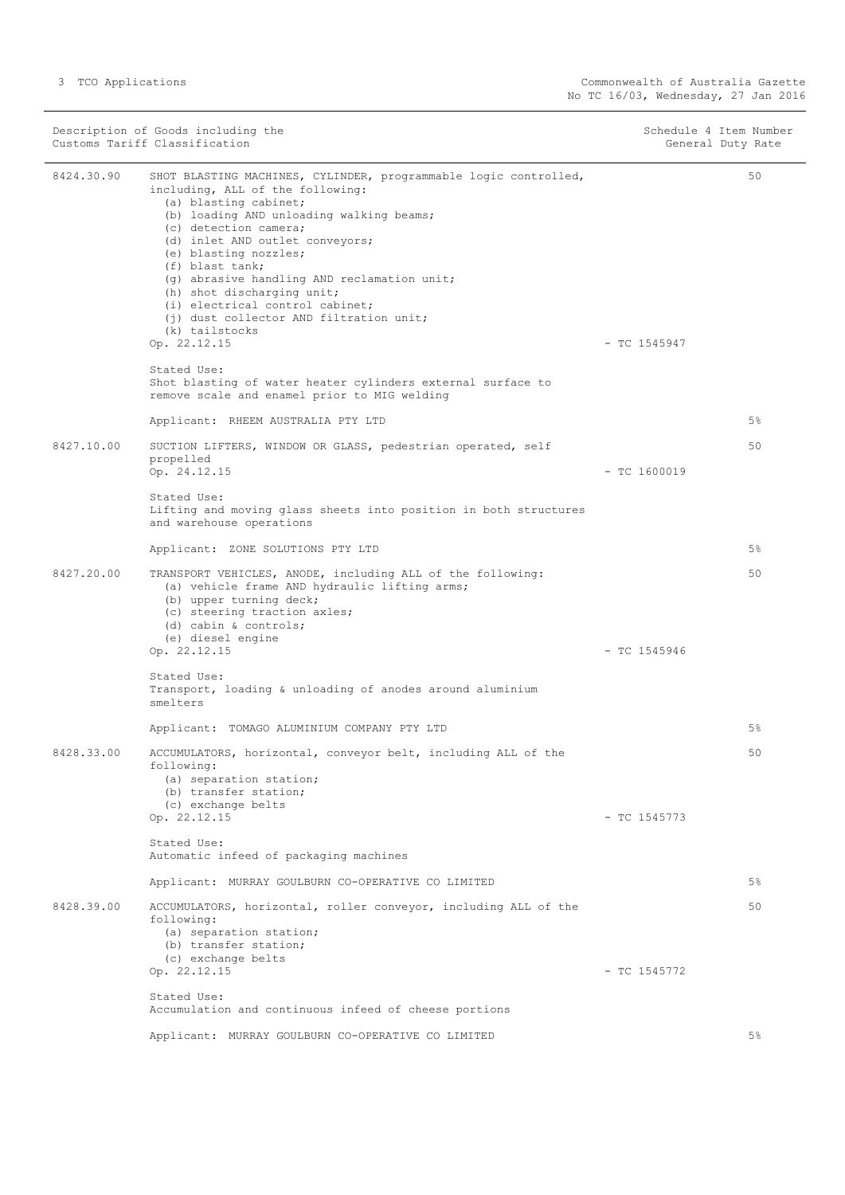| Description of Goods including the Customs Tariff Classification | | Schedule 4 Item Number | General Duty Rate |
|---|---|---|---|
| 8424.30.90 | SHOT BLASTING MACHINES, CYLINDER, programmable logic controlled, including, ALL of the following:<br>(a) blasting cabinet;<br>(b) loading AND unloading walking beams;<br>(c) detection camera;<br>(d) inlet AND outlet conveyors;<br>(e) blasting nozzles;<br>(f) blast tank;<br>(g) abrasive handling AND reclamation unit;<br>(h) shot discharging unit;<br>(i) electrical control cabinet;<br>(j) dust collector AND filtration unit;<br>(k) tailstocks<br>Op. 22.12.15 | - TC 1545947 | 50 |
| | Stated Use:<br>Shot blasting of water heater cylinders external surface to remove scale and enamel prior to MIG welding | | |
| | Applicant: RHEEM AUSTRALIA PTY LTD | | 5% |
| 8427.10.00 | SUCTION LIFTERS, WINDOW OR GLASS, pedestrian operated, self propelled<br>Op. 24.12.15 | - TC 1600019 | 50 |
| | Stated Use:<br>Lifting and moving glass sheets into position in both structures and warehouse operations | | |
| | Applicant: ZONE SOLUTIONS PTY LTD | | 5% |
| 8427.20.00 | TRANSPORT VEHICLES, ANODE, including ALL of the following:<br>(a) vehicle frame AND hydraulic lifting arms;<br>(b) upper turning deck;<br>(c) steering traction axles;<br>(d) cabin & controls;<br>(e) diesel engine<br>Op. 22.12.15 | - TC 1545946 | 50 |
| | Stated Use:<br>Transport, loading & unloading of anodes around aluminium smelters | | |
| | Applicant: TOMAGO ALUMINIUM COMPANY PTY LTD | | 5% |
| 8428.33.00 | ACCUMULATORS, horizontal, conveyor belt, including ALL of the following:<br>(a) separation station;<br>(b) transfer station;<br>(c) exchange belts<br>Op. 22.12.15 | - TC 1545773 | 50 |
| | Stated Use:<br>Automatic infeed of packaging machines | | |
| | Applicant: MURRAY GOULBURN CO-OPERATIVE CO LIMITED | | 5% |
| 8428.39.00 | ACCUMULATORS, horizontal, roller conveyor, including ALL of the following:<br>(a) separation station;<br>(b) transfer station;<br>(c) exchange belts<br>Op. 22.12.15 | - TC 1545772 | 50 |
| | Stated Use:<br>Accumulation and continuous infeed of cheese portions | | |
| | Applicant: MURRAY GOULBURN CO-OPERATIVE CO LIMITED | | 5% |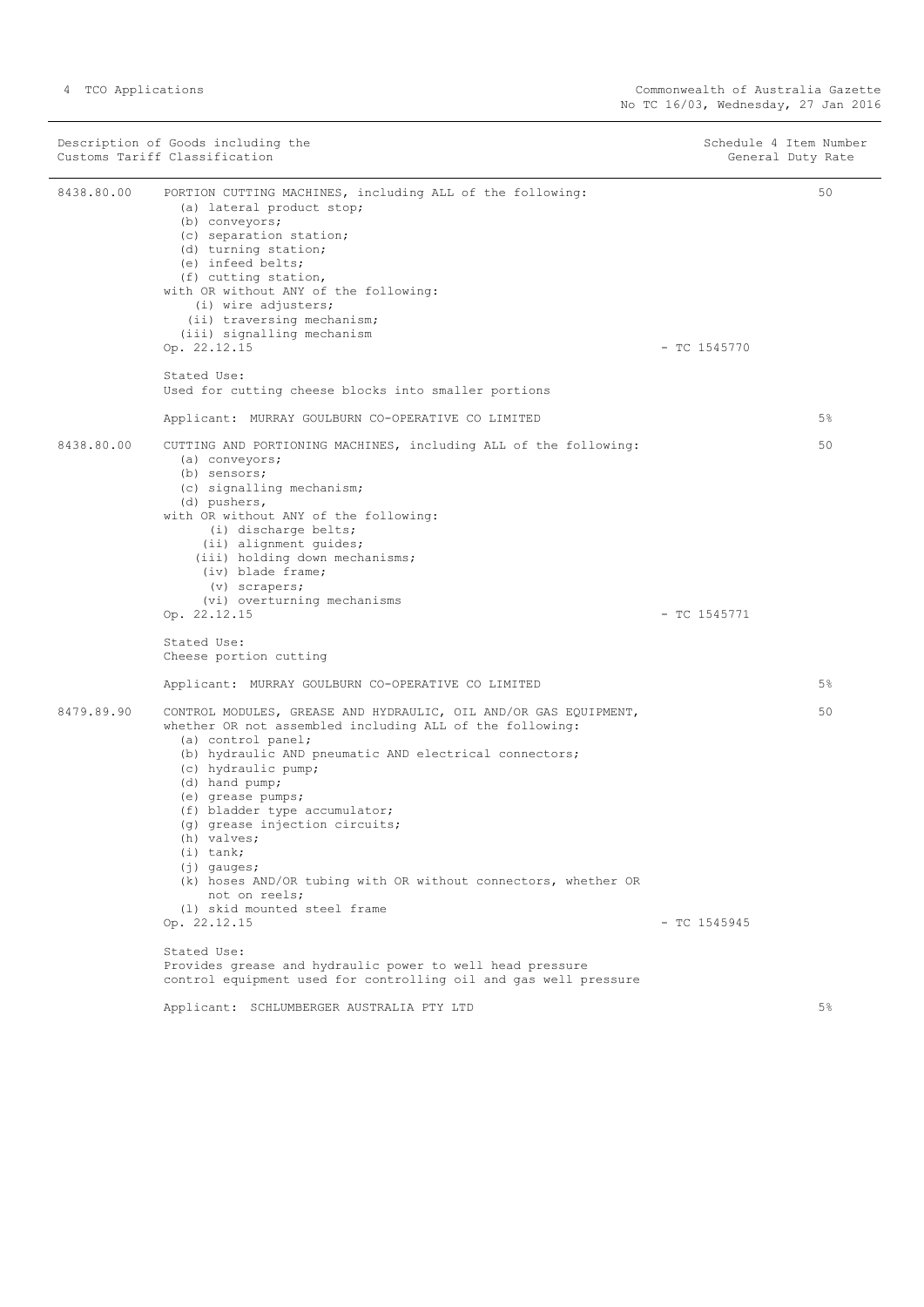| Description of Goods including the Customs Tariff Classification | | Schedule 4 Item Number General Duty Rate |
|---|---|---|
| 8438.80.00 | PORTION CUTTING MACHINES, including ALL of the following:<br>(a) lateral product stop;<br>(b) conveyors;<br>(c) separation station;<br>(d) turning station;<br>(e) infeed belts;<br>(f) cutting station,<br>with OR without ANY of the following:<br>(i) wire adjusters;<br>(ii) traversing mechanism;<br>(iii) signalling mechanism<br>Op. 22.12.15 - TC 1545770<br><br>Stated Use:<br>Used for cutting cheese blocks into smaller portions<br><br>Applicant: MURRAY GOULBURN CO-OPERATIVE CO LIMITED | 50<br><br><br><br><br><br><br><br><br><br><br><br><br><br><br><br><br>5% |
| 8438.80.00 | CUTTING AND PORTIONING MACHINES, including ALL of the following:<br>(a) conveyors;<br>(b) sensors;<br>(c) signalling mechanism;<br>(d) pushers,<br>with OR without ANY of the following:<br>(i) discharge belts;<br>(ii) alignment guides;<br>(iii) holding down mechanisms;<br>(iv) blade frame;<br>(v) scrapers;<br>(vi) overturning mechanisms<br>Op. 22.12.15 - TC 1545771<br><br>Stated Use:<br>Cheese portion cutting<br><br>Applicant: MURRAY GOULBURN CO-OPERATIVE CO LIMITED | 50<br><br><br><br><br><br><br><br><br><br><br><br><br><br><br><br><br>5% |
| 8479.89.90 | CONTROL MODULES, GREASE AND HYDRAULIC, OIL AND/OR GAS EQUIPMENT, whether OR not assembled including ALL of the following:<br>(a) control panel;<br>(b) hydraulic AND pneumatic AND electrical connectors;<br>(c) hydraulic pump;<br>(d) hand pump;<br>(e) grease pumps;<br>(f) bladder type accumulator;<br>(g) grease injection circuits;<br>(h) valves;<br>(i) tank;<br>(j) gauges;<br>(k) hoses AND/OR tubing with OR without connectors, whether OR not on reels;<br>(l) skid mounted steel frame<br>Op. 22.12.15 - TC 1545945<br><br>Stated Use:<br>Provides grease and hydraulic power to well head pressure control equipment used for controlling oil and gas well pressure<br><br>Applicant: SCHLUMBERGER AUSTRALIA PTY LTD | 50<br><br><br><br><br><br><br><br><br><br><br><br><br><br><br><br><br><br>5% |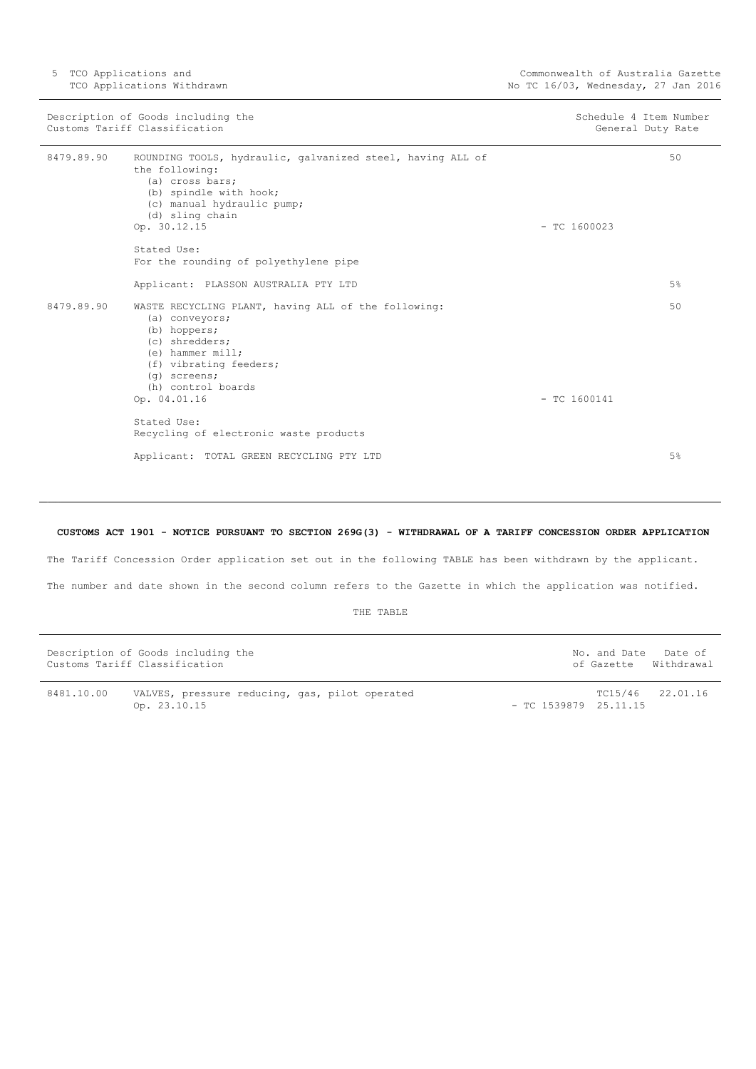| Description of Goods including the Customs Tariff Classification | | | Schedule 4 Item Number General Duty Rate |
|---|---|---|---|
| 8479.89.90 | ROUNDING TOOLS, hydraulic, galvanized steel, having ALL of the following:<br>(a) cross bars;<br>(b) spindle with hook;<br>(c) manual hydraulic pump;<br>(d) sling chain<br>Op. 30.12.15<br><br>Stated Use:<br>For the rounding of polyethylene pipe<br><br>Applicant: PLASSON AUSTRALIA PTY LTD | - TC 1600023 | 50<br><br>5% |
| 8479.89.90 | WASTE RECYCLING PLANT, having ALL of the following:<br>(a) conveyors;<br>(b) hoppers;<br>(c) shredders;<br>(e) hammer mill;<br>(f) vibrating feeders;<br>(g) screens;<br>(h) control boards<br>Op. 04.01.16<br><br>Stated Use:<br>Recycling of electronic waste products<br><br>Applicant: TOTAL GREEN RECYCLING PTY LTD | - TC 1600141 | 50<br><br>5% |

**CUSTOMS ACT 1901 - NOTICE PURSUANT TO SECTION 269G(3) - WITHDRAWAL OF A TARIFF CONCESSION ORDER APPLICATION**

The Tariff Concession Order application set out in the following TABLE has been withdrawn by the applicant.

The number and date shown in the second column refers to the Gazette in which the application was notified.

THE TABLE

| Description of Goods including the Customs Tariff Classification | | | No. and Date of Gazette | Date of Withdrawal |
|---|---|---|---|---|
| 8481.10.00 | VALVES, pressure reducing, gas, pilot operated<br>Op. 23.10.15 | - TC 1539879 | TC15/46<br>25.11.15 | 22.01.16 |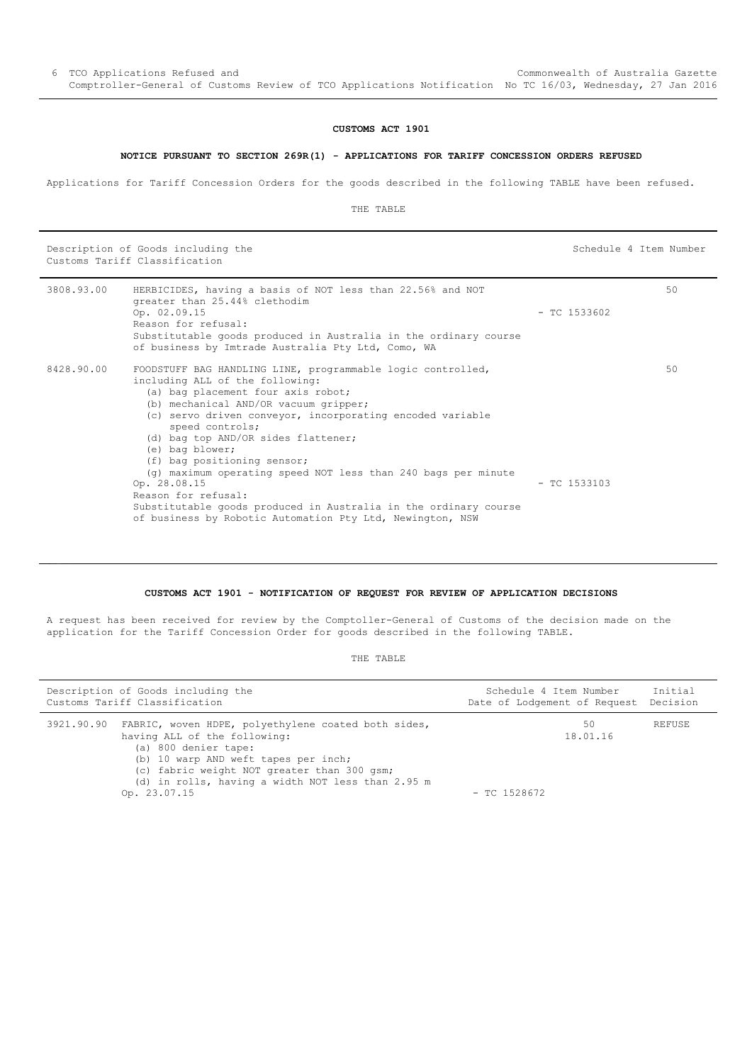## CUSTOMS ACT 1901

### NOTICE PURSUANT TO SECTION 269R(1) - APPLICATIONS FOR TARIFF CONCESSION ORDERS REFUSED

Applications for Tariff Concession Orders for the goods described in the following TABLE have been refused.

THE TABLE

| Description of Goods including the Customs Tariff Classification | | | Schedule 4 Item Number |
|---|---|---|---|
| 3808.93.00 | HERBICIDES, having a basis of NOT less than 22.56% and NOT greater than 25.44% clethodim<br>Op. 02.09.15<br>Reason for refusal:<br>Substitutable goods produced in Australia in the ordinary course of business by Imtrade Australia Pty Ltd, Como, WA | - TC 1533602 | 50 |
| 8428.90.00 | FOODSTUFF BAG HANDLING LINE, programmable logic controlled, including ALL of the following:<br>(a) bag placement four axis robot;<br>(b) mechanical AND/OR vacuum gripper;<br>(c) servo driven conveyor, incorporating encoded variable speed controls;<br>(d) bag top AND/OR sides flattener;<br>(e) bag blower;<br>(f) bag positioning sensor;<br>(g) maximum operating speed NOT less than 240 bags per minute<br>Op. 28.08.15<br>Reason for refusal:<br>Substitutable goods produced in Australia in the ordinary course of business by Robotic Automation Pty Ltd, Newington, NSW | - TC 1533103 | 50 |

## CUSTOMS ACT 1901 - NOTIFICATION OF REQUEST FOR REVIEW OF APPLICATION DECISIONS

A request has been received for review by the Comptoller-General of Customs of the decision made on the application for the Tariff Concession Order for goods described in the following TABLE.

THE TABLE

| Description of Goods including the Customs Tariff Classification | | Schedule 4 Item Number<br>Date of Lodgement of Request | Initial Decision |
|---|---|---|---|
| 3921.90.90 | FABRIC, woven HDPE, polyethylene coated both sides, having ALL of the following:<br>(a) 800 denier tape:<br>(b) 10 warp AND weft tapes per inch;<br>(c) fabric weight NOT greater than 300 gsm;<br>(d) in rolls, having a width NOT less than 2.95 m<br>Op. 23.07.15 | 50<br>18.01.16<br>- TC 1528672 | REFUSE |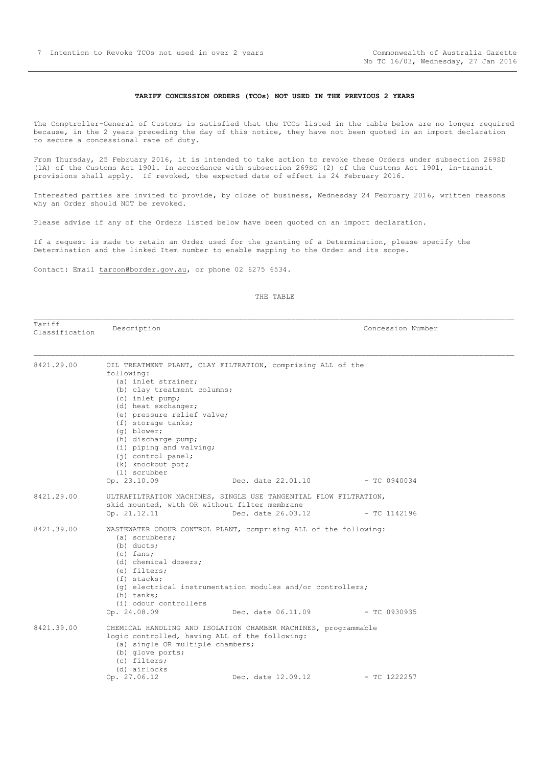### TARIFF CONCESSION ORDERS (TCOs) NOT USED IN THE PREVIOUS 2 YEARS

The Comptroller-General of Customs is satisfied that the TCOs listed in the table below are no longer required because, in the 2 years preceding the day of this notice, they have not been quoted in an import declaration to secure a concessional rate of duty.

From Thursday, 25 February 2016, it is intended to take action to revoke these Orders under subsection 269SD (1A) of the Customs Act 1901. In accordance with subsection 269SG (2) of the Customs Act 1901, in-transit provisions shall apply. If revoked, the expected date of effect is 24 February 2016.

Interested parties are invited to provide, by close of business, Wednesday 24 February 2016, written reasons why an Order should NOT be revoked.

Please advise if any of the Orders listed below have been quoted on an import declaration.

If a request is made to retain an Order used for the granting of a Determination, please specify the Determination and the linked Item number to enable mapping to the Order and its scope.

Contact: Email tarcon@border.gov.au, or phone 02 6275 6534.

THE TABLE

| Tariff Classification | Description | Concession Number |
|---|---|---|
| 8421.29.00 | OIL TREATMENT PLANT, CLAY FILTRATION, comprising ALL of the following: (a) inlet strainer; (b) clay treatment columns; (c) inlet pump; (d) heat exchanger; (e) pressure relief valve; (f) storage tanks; (g) blower; (h) discharge pump; (i) piping and valving; (j) control panel; (k) knockout pot; (l) scrubber<br>Op. 23.10.09 Dec. date 22.01.10 | - TC 0940034 |
| 8421.29.00 | ULTRAFILTRATION MACHINES, SINGLE USE TANGENTIAL FLOW FILTRATION, skid mounted, with OR without filter membrane<br>Op. 21.12.11 Dec. date 26.03.12 | - TC 1142196 |
| 8421.39.00 | WASTEWATER ODOUR CONTROL PLANT, comprising ALL of the following: (a) scrubbers; (b) ducts; (c) fans; (d) chemical dosers; (e) filters; (f) stacks; (g) electrical instrumentation modules and/or controllers; (h) tanks; (i) odour controllers<br>Op. 24.08.09 Dec. date 06.11.09 | - TC 0930935 |
| 8421.39.00 | CHEMICAL HANDLING AND ISOLATION CHAMBER MACHINES, programmable logic controlled, having ALL of the following: (a) single OR multiple chambers; (b) glove ports; (c) filters; (d) airlocks<br>Op. 27.06.12 Dec. date 12.09.12 | - TC 1222257 |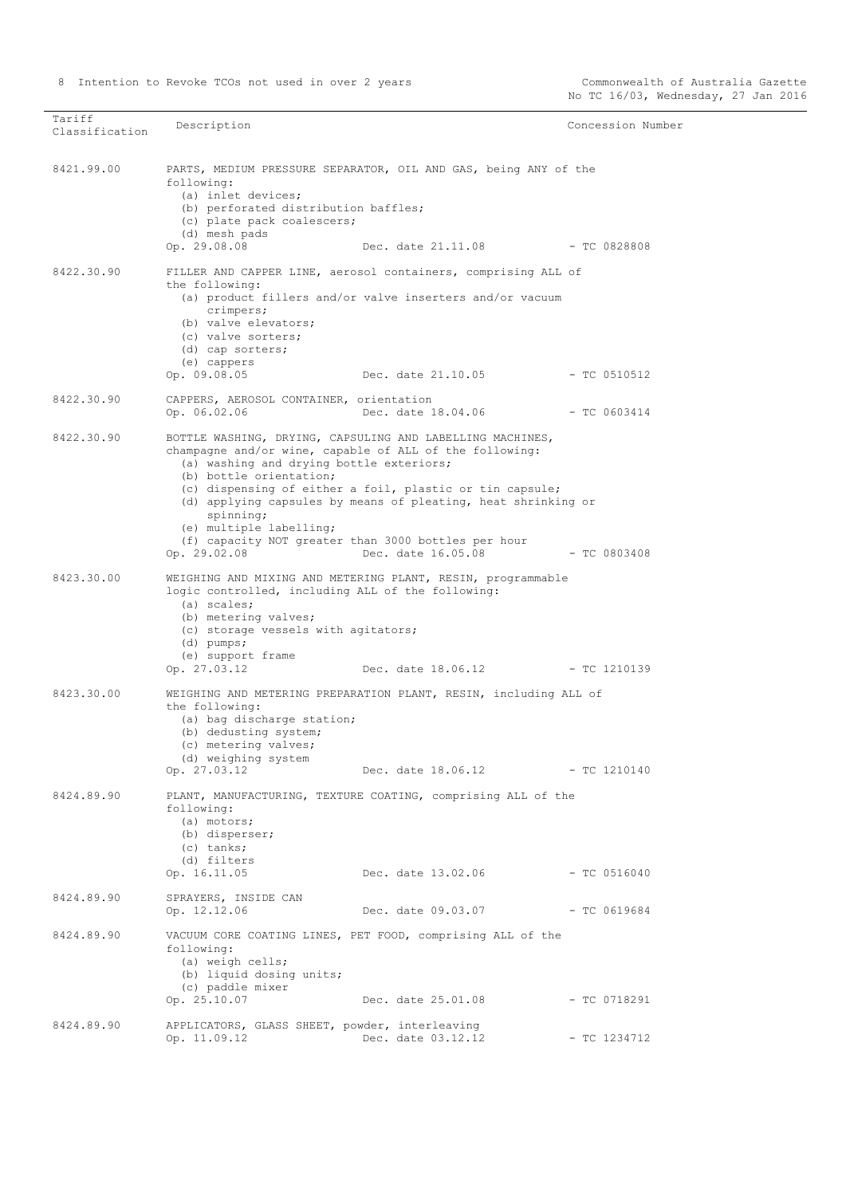| Tariff Classification | Description | Concession Number |
|---|---|---|
| 8421.99.00 | PARTS, MEDIUM PRESSURE SEPARATOR, OIL AND GAS, being ANY of the following:<br>(a) inlet devices;<br>(b) perforated distribution baffles;<br>(c) plate pack coalescers;<br>(d) mesh pads<br>Op. 29.08.08 Dec. date 21.11.08 | - TC 0828808 |
| 8422.30.90 | FILLER AND CAPPER LINE, aerosol containers, comprising ALL of the following:<br>(a) product fillers and/or valve inserters and/or vacuum crimpers;<br>(b) valve elevators;<br>(c) valve sorters;<br>(d) cap sorters;<br>(e) cappers<br>Op. 09.08.05 Dec. date 21.10.05 | - TC 0510512 |
| 8422.30.90 | CAPPERS, AEROSOL CONTAINER, orientation<br>Op. 06.02.06 Dec. date 18.04.06 | - TC 0603414 |
| 8422.30.90 | BOTTLE WASHING, DRYING, CAPSULING AND LABELLING MACHINES, champagne and/or wine, capable of ALL of the following:<br>(a) washing and drying bottle exteriors;<br>(b) bottle orientation;<br>(c) dispensing of either a foil, plastic or tin capsule;<br>(d) applying capsules by means of pleating, heat shrinking or spinning;<br>(e) multiple labelling;<br>(f) capacity NOT greater than 3000 bottles per hour<br>Op. 29.02.08 Dec. date 16.05.08 | - TC 0803408 |
| 8423.30.00 | WEIGHING AND MIXING AND METERING PLANT, RESIN, programmable logic controlled, including ALL of the following:<br>(a) scales;<br>(b) metering valves;<br>(c) storage vessels with agitators;<br>(d) pumps;<br>(e) support frame<br>Op. 27.03.12 Dec. date 18.06.12 | - TC 1210139 |
| 8423.30.00 | WEIGHING AND METERING PREPARATION PLANT, RESIN, including ALL of the following:<br>(a) bag discharge station;<br>(b) dedusting system;<br>(c) metering valves;<br>(d) weighing system<br>Op. 27.03.12 Dec. date 18.06.12 | - TC 1210140 |
| 8424.89.90 | PLANT, MANUFACTURING, TEXTURE COATING, comprising ALL of the following:<br>(a) motors;<br>(b) disperser;<br>(c) tanks;<br>(d) filters<br>Op. 16.11.05 Dec. date 13.02.06 | - TC 0516040 |
| 8424.89.90 | SPRAYERS, INSIDE CAN<br>Op. 12.12.06 Dec. date 09.03.07 | - TC 0619684 |
| 8424.89.90 | VACUUM CORE COATING LINES, PET FOOD, comprising ALL of the following:<br>(a) weigh cells;<br>(b) liquid dosing units;<br>(c) paddle mixer<br>Op. 25.10.07 Dec. date 25.01.08 | - TC 0718291 |
| 8424.89.90 | APPLICATORS, GLASS SHEET, powder, interleaving<br>Op. 11.09.12 Dec. date 03.12.12 | - TC 1234712 |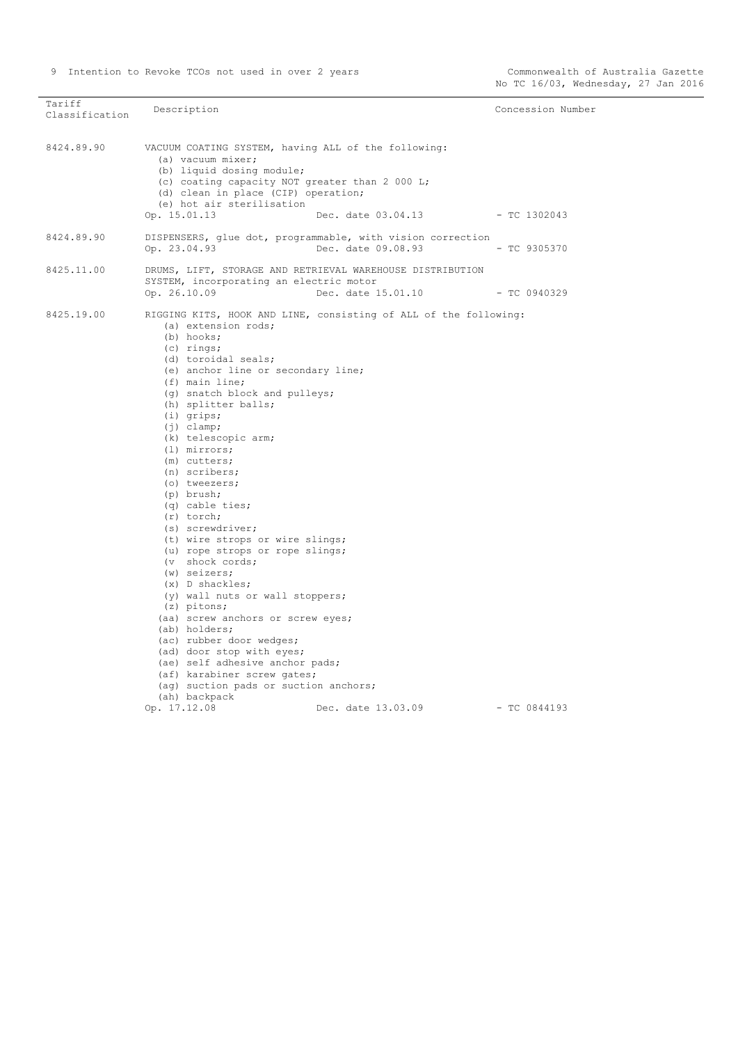| Tariff Classification | Description | Concession Number |
|---|---|---|
| 8424.89.90 | VACUUM COATING SYSTEM, having ALL of the following:<br>(a) vacuum mixer;<br>(b) liquid dosing module;<br>(c) coating capacity NOT greater than 2 000 L;<br>(d) clean in place (CIP) operation;<br>(e) hot air sterilisation<br>Op. 15.01.13 Dec. date 03.04.13 | - TC 1302043 |
| 8424.89.90 | DISPENSERS, glue dot, programmable, with vision correction<br>Op. 23.04.93 Dec. date 09.08.93 | - TC 9305370 |
| 8425.11.00 | DRUMS, LIFT, STORAGE AND RETRIEVAL WAREHOUSE DISTRIBUTION SYSTEM, incorporating an electric motor<br>Op. 26.10.09 Dec. date 15.01.10 | - TC 0940329 |
| 8425.19.00 | RIGGING KITS, HOOK AND LINE, consisting of ALL of the following:<br>(a) extension rods;<br>(b) hooks;<br>(c) rings;<br>(d) toroidal seals;<br>(e) anchor line or secondary line;<br>(f) main line;<br>(g) snatch block and pulleys;<br>(h) splitter balls;<br>(i) grips;<br>(j) clamp;<br>(k) telescopic arm;<br>(l) mirrors;<br>(m) cutters;<br>(n) scribers;<br>(o) tweezers;<br>(p) brush;<br>(q) cable ties;<br>(r) torch;<br>(s) screwdriver;<br>(t) wire strops or wire slings;<br>(u) rope strops or rope slings;<br>(v shock cords;<br>(w) seizers;<br>(x) D shackles;<br>(y) wall nuts or wall stoppers;<br>(z) pitons;<br>(aa) screw anchors or screw eyes;<br>(ab) holders;<br>(ac) rubber door wedges;<br>(ad) door stop with eyes;<br>(ae) self adhesive anchor pads;<br>(af) karabiner screw gates;<br>(ag) suction pads or suction anchors;<br>(ah) backpack<br>Op. 17.12.08 Dec. date 13.03.09 | - TC 0844193 |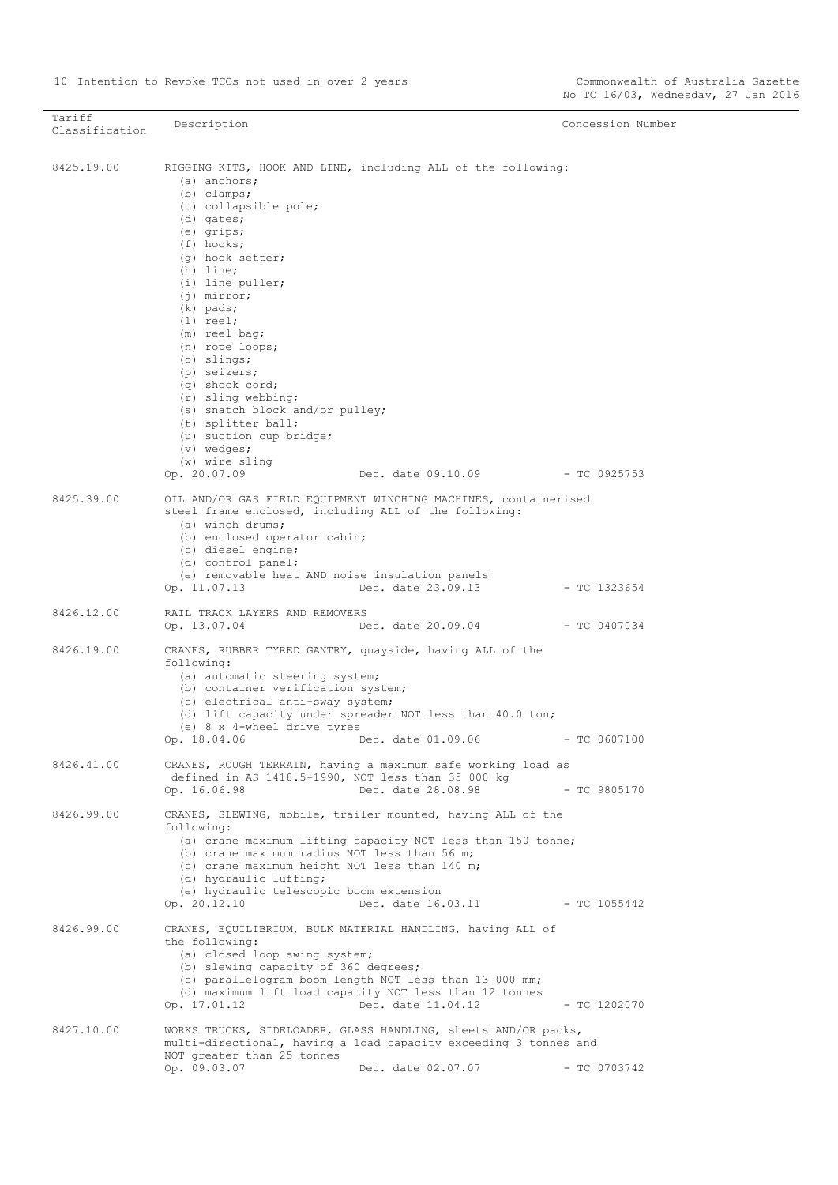| Tariff Classification | Description | Concession Number |
|---|---|---|
| 8425.19.00 | RIGGING KITS, HOOK AND LINE, including ALL of the following:<br>(a) anchors;<br>(b) clamps;<br>(c) collapsible pole;<br>(d) gates;<br>(e) grips;<br>(f) hooks;<br>(g) hook setter;<br>(h) line;<br>(i) line puller;<br>(j) mirror;<br>(k) pads;<br>(l) reel;<br>(m) reel bag;<br>(n) rope loops;<br>(o) slings;<br>(p) seizers;<br>(q) shock cord;<br>(r) sling webbing;<br>(s) snatch block and/or pulley;<br>(t) splitter ball;<br>(u) suction cup bridge;<br>(v) wedges;<br>(w) wire sling<br>Op. 20.07.09 Dec. date 09.10.09 | - TC 0925753 |
| 8425.39.00 | OIL AND/OR GAS FIELD EQUIPMENT WINCHING MACHINES, containerised steel frame enclosed, including ALL of the following:<br>(a) winch drums;<br>(b) enclosed operator cabin;<br>(c) diesel engine;<br>(d) control panel;<br>(e) removable heat AND noise insulation panels<br>Op. 11.07.13 Dec. date 23.09.13 | - TC 1323654 |
| 8426.12.00 | RAIL TRACK LAYERS AND REMOVERS<br>Op. 13.07.04 Dec. date 20.09.04 | - TC 0407034 |
| 8426.19.00 | CRANES, RUBBER TYRED GANTRY, quayside, having ALL of the following:<br>(a) automatic steering system;<br>(b) container verification system;<br>(c) electrical anti-sway system;<br>(d) lift capacity under spreader NOT less than 40.0 ton;<br>(e) 8 x 4-wheel drive tyres<br>Op. 18.04.06 Dec. date 01.09.06 | - TC 0607100 |
| 8426.41.00 | CRANES, ROUGH TERRAIN, having a maximum safe working load as defined in AS 1418.5-1990, NOT less than 35 000 kg<br>Op. 16.06.98 Dec. date 28.08.98 | - TC 9805170 |
| 8426.99.00 | CRANES, SLEWING, mobile, trailer mounted, having ALL of the following:<br>(a) crane maximum lifting capacity NOT less than 150 tonne;<br>(b) crane maximum radius NOT less than 56 m;<br>(c) crane maximum height NOT less than 140 m;<br>(d) hydraulic luffing;<br>(e) hydraulic telescopic boom extension<br>Op. 20.12.10 Dec. date 16.03.11 | - TC 1055442 |
| 8426.99.00 | CRANES, EQUILIBRIUM, BULK MATERIAL HANDLING, having ALL of the following:<br>(a) closed loop swing system;<br>(b) slewing capacity of 360 degrees;<br>(c) parallelogram boom length NOT less than 13 000 mm;<br>(d) maximum lift load capacity NOT less than 12 tonnes<br>Op. 17.01.12 Dec. date 11.04.12 | - TC 1202070 |
| 8427.10.00 | WORKS TRUCKS, SIDELOADER, GLASS HANDLING, sheets AND/OR packs, multi-directional, having a load capacity exceeding 3 tonnes and NOT greater than 25 tonnes<br>Op. 09.03.07 Dec. date 02.07.07 | - TC 0703742 |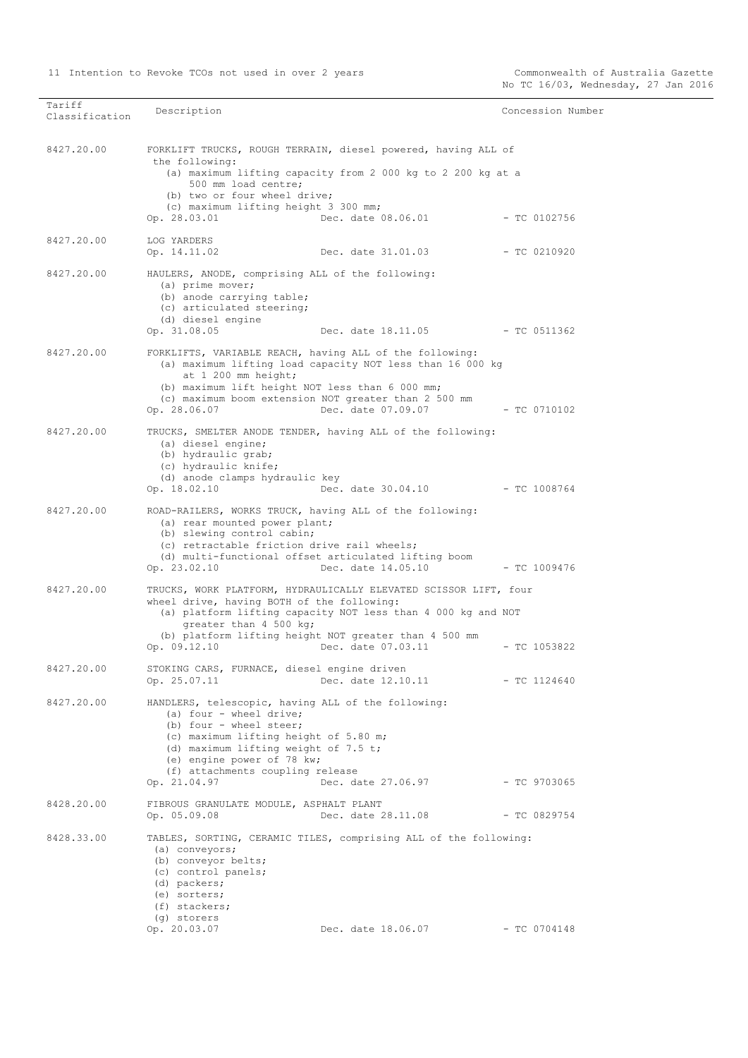| Tariff Classification | Description | Concession Number |
|---|---|---|
| 8427.20.00 | FORKLIFT TRUCKS, ROUGH TERRAIN, diesel powered, having ALL of the following:<br>(a) maximum lifting capacity from 2 000 kg to 2 200 kg at a 500 mm load centre;<br>(b) two or four wheel drive;<br>(c) maximum lifting height 3 300 mm;<br>Op. 28.03.01 Dec. date 08.06.01 | - TC 0102756 |
| 8427.20.00 | LOG YARDERS<br>Op. 14.11.02 Dec. date 31.01.03 | - TC 0210920 |
| 8427.20.00 | HAULERS, ANODE, comprising ALL of the following:<br>(a) prime mover;<br>(b) anode carrying table;<br>(c) articulated steering;<br>(d) diesel engine<br>Op. 31.08.05 Dec. date 18.11.05 | - TC 0511362 |
| 8427.20.00 | FORKLIFTS, VARIABLE REACH, having ALL of the following:<br>(a) maximum lifting load capacity NOT less than 16 000 kg at 1 200 mm height;<br>(b) maximum lift height NOT less than 6 000 mm;<br>(c) maximum boom extension NOT greater than 2 500 mm<br>Op. 28.06.07 Dec. date 07.09.07 | - TC 0710102 |
| 8427.20.00 | TRUCKS, SMELTER ANODE TENDER, having ALL of the following:<br>(a) diesel engine;<br>(b) hydraulic grab;<br>(c) hydraulic knife;<br>(d) anode clamps hydraulic key<br>Op. 18.02.10 Dec. date 30.04.10 | - TC 1008764 |
| 8427.20.00 | ROAD-RAILERS, WORKS TRUCK, having ALL of the following:<br>(a) rear mounted power plant;<br>(b) slewing control cabin;<br>(c) retractable friction drive rail wheels;<br>(d) multi-functional offset articulated lifting boom<br>Op. 23.02.10 Dec. date 14.05.10 | - TC 1009476 |
| 8427.20.00 | TRUCKS, WORK PLATFORM, HYDRAULICALLY ELEVATED SCISSOR LIFT, four wheel drive, having BOTH of the following:<br>(a) platform lifting capacity NOT less than 4 000 kg and NOT greater than 4 500 kg;<br>(b) platform lifting height NOT greater than 4 500 mm<br>Op. 09.12.10 Dec. date 07.03.11 | - TC 1053822 |
| 8427.20.00 | STOKING CARS, FURNACE, diesel engine driven<br>Op. 25.07.11 Dec. date 12.10.11 | - TC 1124640 |
| 8427.20.00 | HANDLERS, telescopic, having ALL of the following:<br>(a) four - wheel drive;<br>(b) four - wheel steer;<br>(c) maximum lifting height of 5.80 m;<br>(d) maximum lifting weight of 7.5 t;<br>(e) engine power of 78 kw;<br>(f) attachments coupling release<br>Op. 21.04.97 Dec. date 27.06.97 | - TC 9703065 |
| 8428.20.00 | FIBROUS GRANULATE MODULE, ASPHALT PLANT<br>Op. 05.09.08 Dec. date 28.11.08 | - TC 0829754 |
| 8428.33.00 | TABLES, SORTING, CERAMIC TILES, comprising ALL of the following:<br>(a) conveyors;<br>(b) conveyor belts;<br>(c) control panels;<br>(d) packers;<br>(e) sorters;<br>(f) stackers;<br>(g) storers<br>Op. 20.03.07 Dec. date 18.06.07 | - TC 0704148 |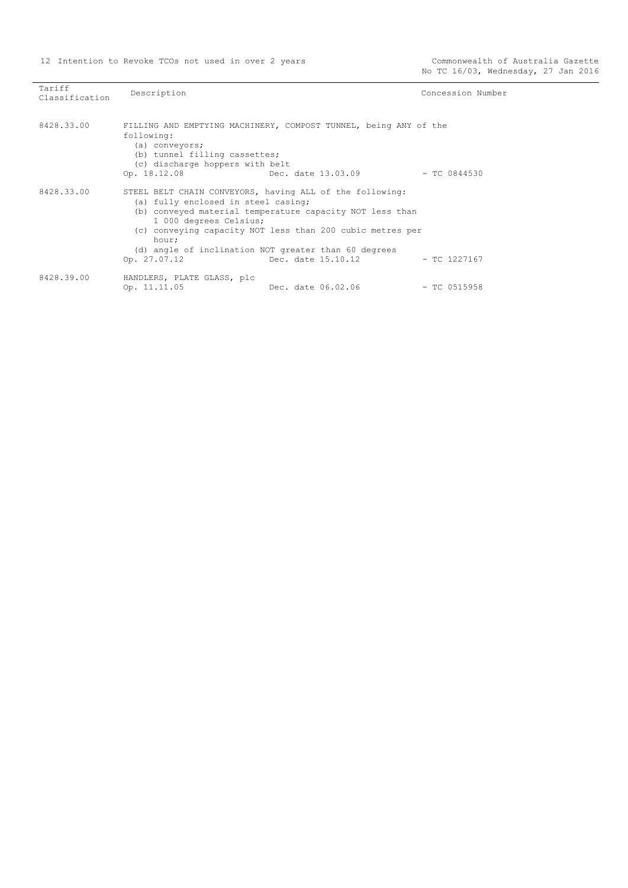| Tariff Classification | Description | Concession Number |
|---|---|---|
| 8428.33.00 | FILLING AND EMPTYING MACHINERY, COMPOST TUNNEL, being ANY of the following:<br>(a) conveyors;<br>(b) tunnel filling cassettes;<br>(c) discharge hoppers with belt<br>Op. 18.12.08 Dec. date 13.03.09 | - TC 0844530 |
| 8428.33.00 | STEEL BELT CHAIN CONVEYORS, having ALL of the following:<br>(a) fully enclosed in steel casing;<br>(b) conveyed material temperature capacity NOT less than 1 000 degrees Celsius;<br>(c) conveying capacity NOT less than 200 cubic metres per hour;<br>(d) angle of inclination NOT greater than 60 degrees<br>Op. 27.07.12 Dec. date 15.10.12 | - TC 1227167 |
| 8428.39.00 | HANDLERS, PLATE GLASS, plc<br>Op. 11.11.05 Dec. date 06.02.06 | - TC 0515958 |